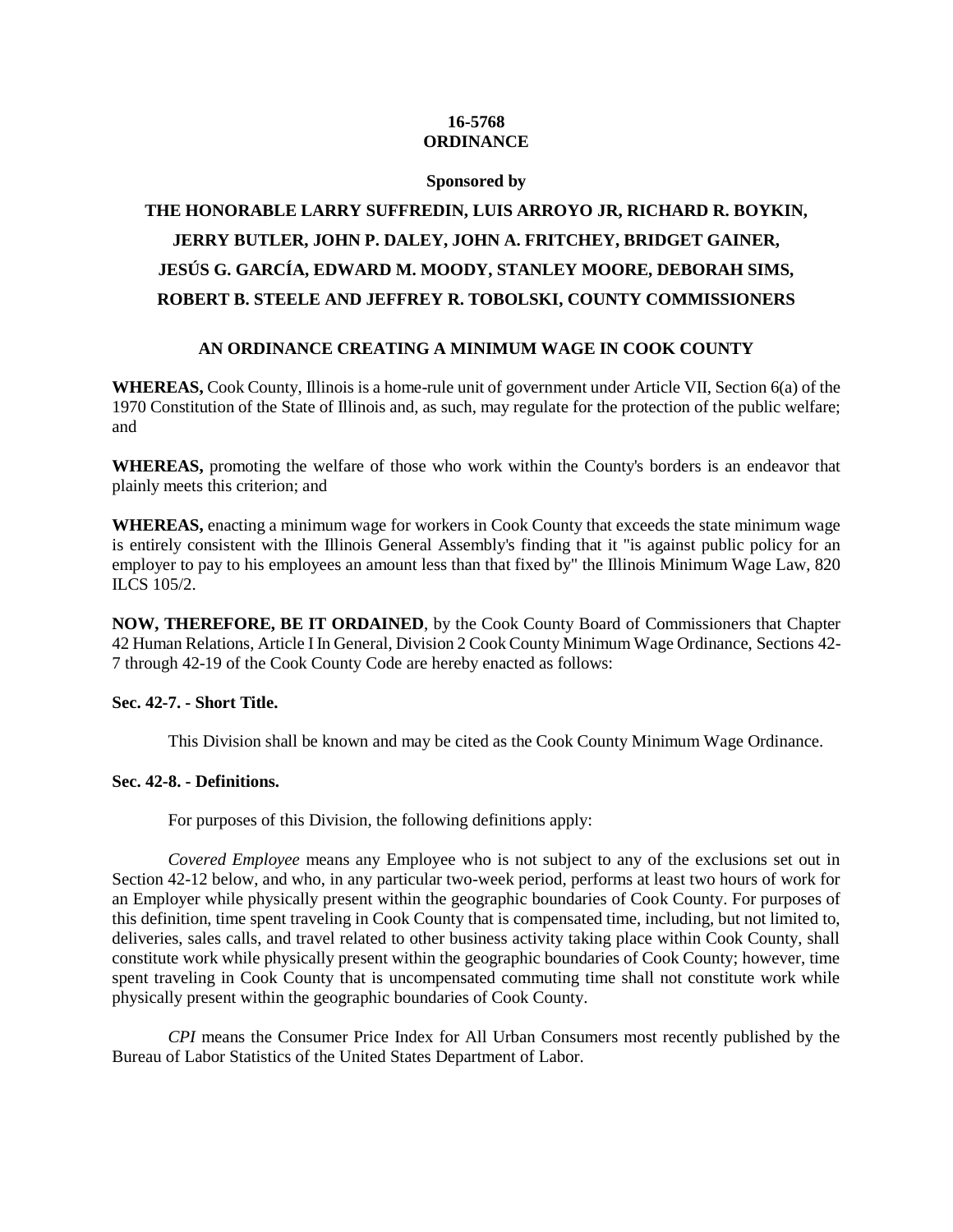**16-5768**
**ORDINANCE**

**Sponsored by**

**THE HONORABLE LARRY SUFFREDIN, LUIS ARROYO JR, RICHARD R. BOYKIN, JERRY BUTLER, JOHN P. DALEY, JOHN A. FRITCHEY, BRIDGET GAINER, JESÚS G. GARCÍA, EDWARD M. MOODY, STANLEY MOORE, DEBORAH SIMS, ROBERT B. STEELE AND JEFFREY R. TOBOLSKI, COUNTY COMMISSIONERS**

**AN ORDINANCE CREATING A MINIMUM WAGE IN COOK COUNTY**

**WHEREAS,** Cook County, Illinois is a home-rule unit of government under Article VII, Section 6(a) of the 1970 Constitution of the State of Illinois and, as such, may regulate for the protection of the public welfare; and

**WHEREAS,** promoting the welfare of those who work within the County's borders is an endeavor that plainly meets this criterion; and

**WHEREAS,** enacting a minimum wage for workers in Cook County that exceeds the state minimum wage is entirely consistent with the Illinois General Assembly's finding that it "is against public policy for an employer to pay to his employees an amount less than that fixed by" the Illinois Minimum Wage Law, 820 ILCS 105/2.

**NOW, THEREFORE, BE IT ORDAINED**, by the Cook County Board of Commissioners that Chapter 42 Human Relations, Article I In General, Division 2 Cook County Minimum Wage Ordinance, Sections 42-7 through 42-19 of the Cook County Code are hereby enacted as follows:

**Sec. 42-7. - Short Title.**

This Division shall be known and may be cited as the Cook County Minimum Wage Ordinance.

**Sec. 42-8. - Definitions.**

For purposes of this Division, the following definitions apply:

*Covered Employee* means any Employee who is not subject to any of the exclusions set out in Section 42-12 below, and who, in any particular two-week period, performs at least two hours of work for an Employer while physically present within the geographic boundaries of Cook County. For purposes of this definition, time spent traveling in Cook County that is compensated time, including, but not limited to, deliveries, sales calls, and travel related to other business activity taking place within Cook County, shall constitute work while physically present within the geographic boundaries of Cook County; however, time spent traveling in Cook County that is uncompensated commuting time shall not constitute work while physically present within the geographic boundaries of Cook County.

*CPI* means the Consumer Price Index for All Urban Consumers most recently published by the Bureau of Labor Statistics of the United States Department of Labor.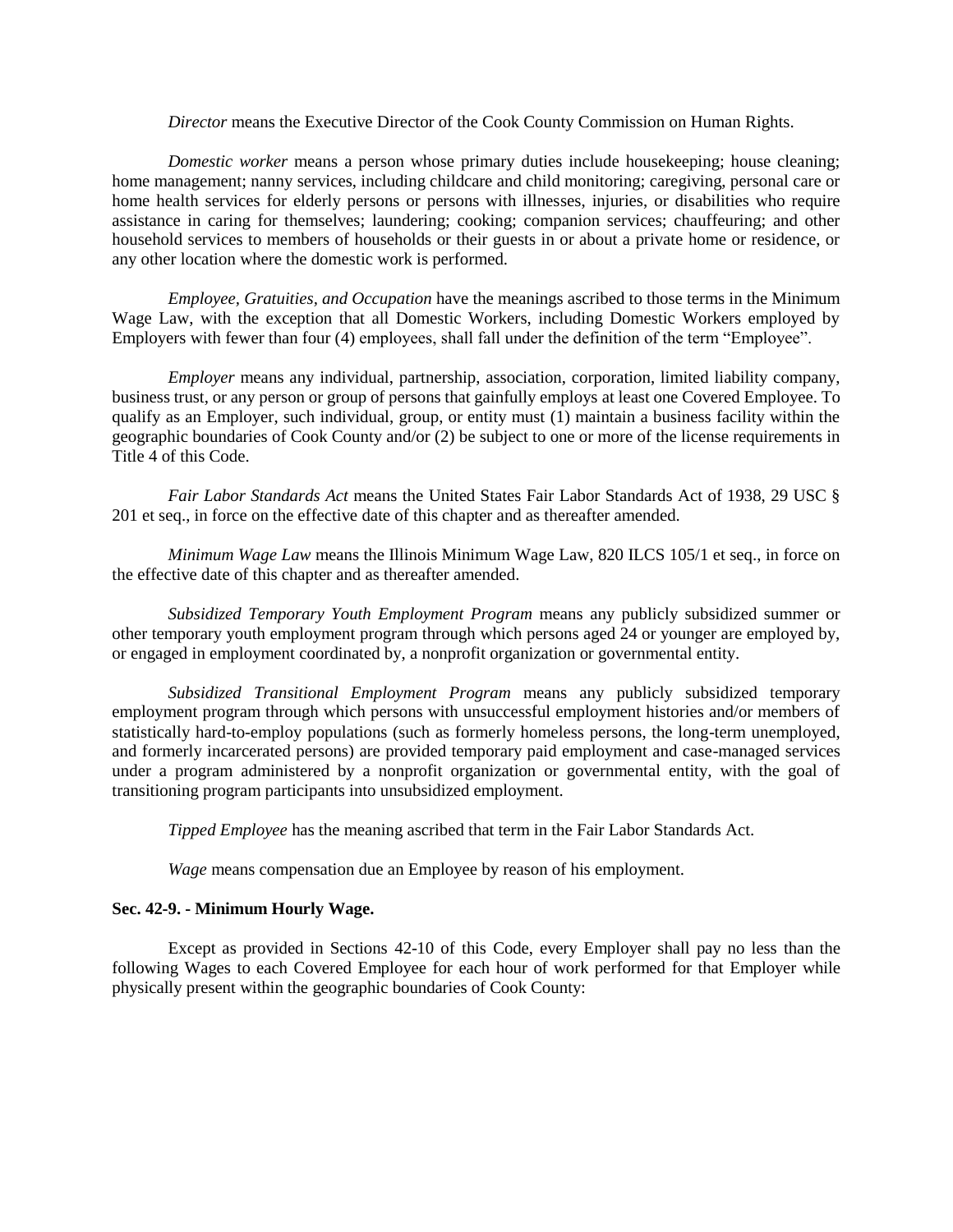*Director* means the Executive Director of the Cook County Commission on Human Rights.

*Domestic worker* means a person whose primary duties include housekeeping; house cleaning; home management; nanny services, including childcare and child monitoring; caregiving, personal care or home health services for elderly persons or persons with illnesses, injuries, or disabilities who require assistance in caring for themselves; laundering; cooking; companion services; chauffeuring; and other household services to members of households or their guests in or about a private home or residence, or any other location where the domestic work is performed.

*Employee, Gratuities, and Occupation* have the meanings ascribed to those terms in the Minimum Wage Law, with the exception that all Domestic Workers, including Domestic Workers employed by Employers with fewer than four (4) employees, shall fall under the definition of the term "Employee".

*Employer* means any individual, partnership, association, corporation, limited liability company, business trust, or any person or group of persons that gainfully employs at least one Covered Employee. To qualify as an Employer, such individual, group, or entity must (1) maintain a business facility within the geographic boundaries of Cook County and/or (2) be subject to one or more of the license requirements in Title 4 of this Code.

*Fair Labor Standards Act* means the United States Fair Labor Standards Act of 1938, 29 USC § 201 et seq., in force on the effective date of this chapter and as thereafter amended.

*Minimum Wage Law* means the Illinois Minimum Wage Law, 820 ILCS 105/1 et seq., in force on the effective date of this chapter and as thereafter amended.

*Subsidized Temporary Youth Employment Program* means any publicly subsidized summer or other temporary youth employment program through which persons aged 24 or younger are employed by, or engaged in employment coordinated by, a nonprofit organization or governmental entity.

*Subsidized Transitional Employment Program* means any publicly subsidized temporary employment program through which persons with unsuccessful employment histories and/or members of statistically hard-to-employ populations (such as formerly homeless persons, the long-term unemployed, and formerly incarcerated persons) are provided temporary paid employment and case-managed services under a program administered by a nonprofit organization or governmental entity, with the goal of transitioning program participants into unsubsidized employment.

*Tipped Employee* has the meaning ascribed that term in the Fair Labor Standards Act.

*Wage* means compensation due an Employee by reason of his employment.

**Sec. 42-9. - Minimum Hourly Wage.**

Except as provided in Sections 42-10 of this Code, every Employer shall pay no less than the following Wages to each Covered Employee for each hour of work performed for that Employer while physically present within the geographic boundaries of Cook County: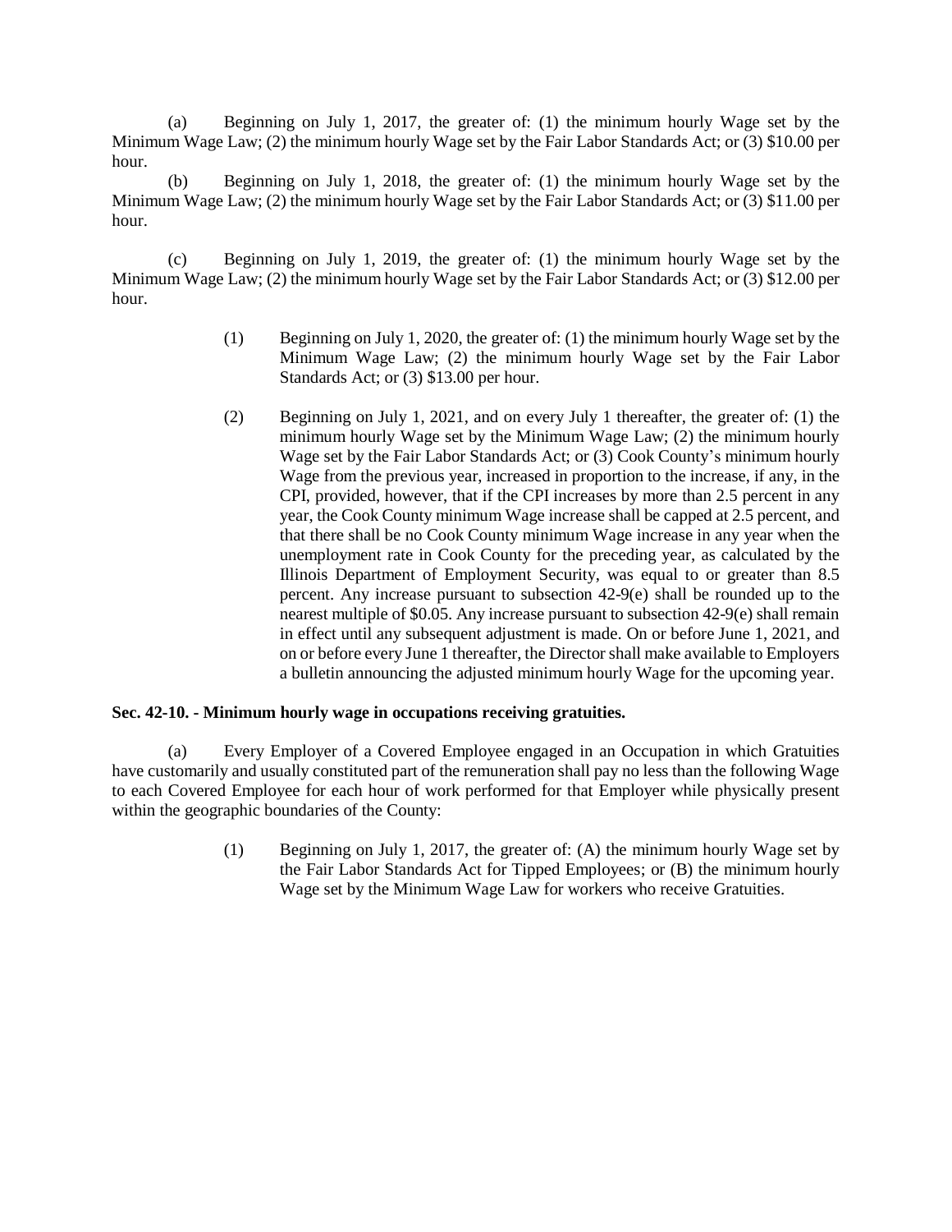(a) Beginning on July 1, 2017, the greater of: (1) the minimum hourly Wage set by the Minimum Wage Law; (2) the minimum hourly Wage set by the Fair Labor Standards Act; or (3) $10.00 per hour.

(b) Beginning on July 1, 2018, the greater of: (1) the minimum hourly Wage set by the Minimum Wage Law; (2) the minimum hourly Wage set by the Fair Labor Standards Act; or (3) $11.00 per hour.

(c) Beginning on July 1, 2019, the greater of: (1) the minimum hourly Wage set by the Minimum Wage Law; (2) the minimum hourly Wage set by the Fair Labor Standards Act; or (3) $12.00 per hour.

> (1) Beginning on July 1, 2020, the greater of: (1) the minimum hourly Wage set by the Minimum Wage Law; (2) the minimum hourly Wage set by the Fair Labor Standards Act; or (3) $13.00 per hour.
>
> (2) Beginning on July 1, 2021, and on every July 1 thereafter, the greater of: (1) the minimum hourly Wage set by the Minimum Wage Law; (2) the minimum hourly Wage set by the Fair Labor Standards Act; or (3) Cook County's minimum hourly Wage from the previous year, increased in proportion to the increase, if any, in the CPI, provided, however, that if the CPI increases by more than 2.5 percent in any year, the Cook County minimum Wage increase shall be capped at 2.5 percent, and that there shall be no Cook County minimum Wage increase in any year when the unemployment rate in Cook County for the preceding year, as calculated by the Illinois Department of Employment Security, was equal to or greater than 8.5 percent. Any increase pursuant to subsection 42-9(e) shall be rounded up to the nearest multiple of $0.05. Any increase pursuant to subsection 42-9(e) shall remain in effect until any subsequent adjustment is made. On or before June 1, 2021, and on or before every June 1 thereafter, the Director shall make available to Employers a bulletin announcing the adjusted minimum hourly Wage for the upcoming year.

**Sec. 42-10. - Minimum hourly wage in occupations receiving gratuities.**

(a) Every Employer of a Covered Employee engaged in an Occupation in which Gratuities have customarily and usually constituted part of the remuneration shall pay no less than the following Wage to each Covered Employee for each hour of work performed for that Employer while physically present within the geographic boundaries of the County:

> (1) Beginning on July 1, 2017, the greater of: (A) the minimum hourly Wage set by the Fair Labor Standards Act for Tipped Employees; or (B) the minimum hourly Wage set by the Minimum Wage Law for workers who receive Gratuities.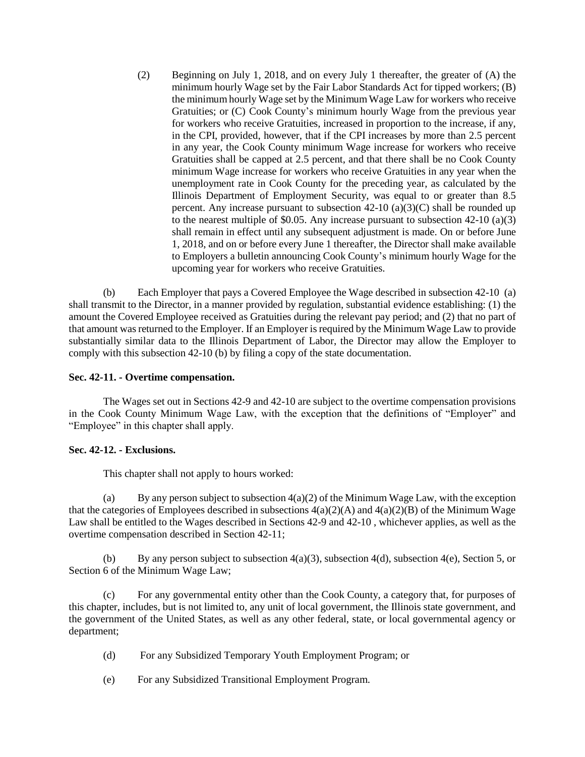(2) Beginning on July 1, 2018, and on every July 1 thereafter, the greater of (A) the minimum hourly Wage set by the Fair Labor Standards Act for tipped workers; (B) the minimum hourly Wage set by the Minimum Wage Law for workers who receive Gratuities; or (C) Cook County's minimum hourly Wage from the previous year for workers who receive Gratuities, increased in proportion to the increase, if any, in the CPI, provided, however, that if the CPI increases by more than 2.5 percent in any year, the Cook County minimum Wage increase for workers who receive Gratuities shall be capped at 2.5 percent, and that there shall be no Cook County minimum Wage increase for workers who receive Gratuities in any year when the unemployment rate in Cook County for the preceding year, as calculated by the Illinois Department of Employment Security, was equal to or greater than 8.5 percent. Any increase pursuant to subsection 42-10 (a)(3)(C) shall be rounded up to the nearest multiple of $0.05. Any increase pursuant to subsection 42-10 (a)(3) shall remain in effect until any subsequent adjustment is made. On or before June 1, 2018, and on or before every June 1 thereafter, the Director shall make available to Employers a bulletin announcing Cook County's minimum hourly Wage for the upcoming year for workers who receive Gratuities.

(b) Each Employer that pays a Covered Employee the Wage described in subsection 42-10 (a) shall transmit to the Director, in a manner provided by regulation, substantial evidence establishing: (1) the amount the Covered Employee received as Gratuities during the relevant pay period; and (2) that no part of that amount was returned to the Employer. If an Employer is required by the Minimum Wage Law to provide substantially similar data to the Illinois Department of Labor, the Director may allow the Employer to comply with this subsection 42-10 (b) by filing a copy of the state documentation.

**Sec. 42-11. - Overtime compensation.**

The Wages set out in Sections 42-9 and 42-10 are subject to the overtime compensation provisions in the Cook County Minimum Wage Law, with the exception that the definitions of "Employer" and "Employee" in this chapter shall apply.

**Sec. 42-12. - Exclusions.**

This chapter shall not apply to hours worked:

(a) By any person subject to subsection 4(a)(2) of the Minimum Wage Law, with the exception that the categories of Employees described in subsections 4(a)(2)(A) and 4(a)(2)(B) of the Minimum Wage Law shall be entitled to the Wages described in Sections 42-9 and 42-10 , whichever applies, as well as the overtime compensation described in Section 42-11;

(b) By any person subject to subsection 4(a)(3), subsection 4(d), subsection 4(e), Section 5, or Section 6 of the Minimum Wage Law;

(c) For any governmental entity other than the Cook County, a category that, for purposes of this chapter, includes, but is not limited to, any unit of local government, the Illinois state government, and the government of the United States, as well as any other federal, state, or local governmental agency or department;

(d) For any Subsidized Temporary Youth Employment Program; or

(e) For any Subsidized Transitional Employment Program.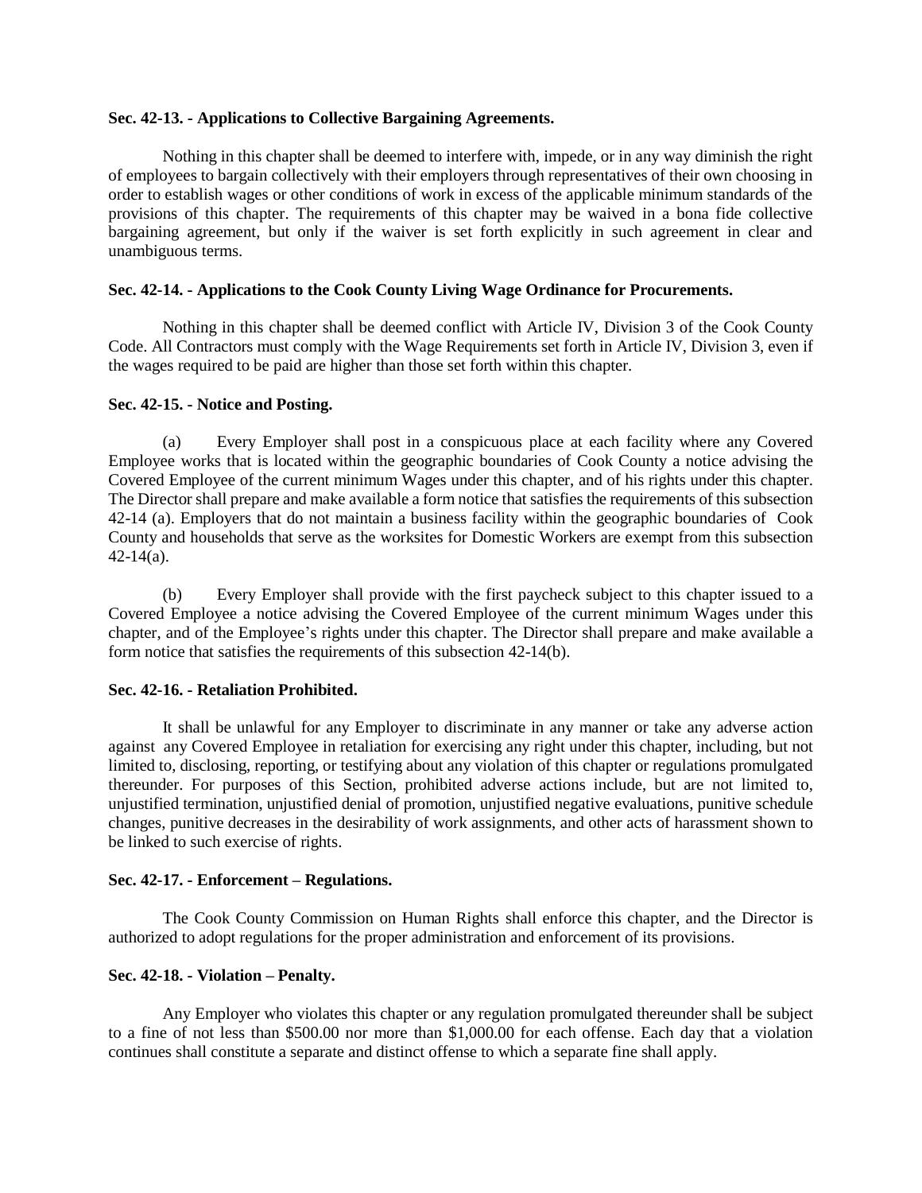**Sec. 42-13. - Applications to Collective Bargaining Agreements.**

Nothing in this chapter shall be deemed to interfere with, impede, or in any way diminish the right of employees to bargain collectively with their employers through representatives of their own choosing in order to establish wages or other conditions of work in excess of the applicable minimum standards of the provisions of this chapter. The requirements of this chapter may be waived in a bona fide collective bargaining agreement, but only if the waiver is set forth explicitly in such agreement in clear and unambiguous terms.

**Sec. 42-14. - Applications to the Cook County Living Wage Ordinance for Procurements.**

Nothing in this chapter shall be deemed conflict with Article IV, Division 3 of the Cook County Code. All Contractors must comply with the Wage Requirements set forth in Article IV, Division 3, even if the wages required to be paid are higher than those set forth within this chapter.

**Sec. 42-15. - Notice and Posting.**

(a) Every Employer shall post in a conspicuous place at each facility where any Covered Employee works that is located within the geographic boundaries of Cook County a notice advising the Covered Employee of the current minimum Wages under this chapter, and of his rights under this chapter. The Director shall prepare and make available a form notice that satisfies the requirements of this subsection 42-14 (a). Employers that do not maintain a business facility within the geographic boundaries of Cook County and households that serve as the worksites for Domestic Workers are exempt from this subsection 42-14(a).

(b) Every Employer shall provide with the first paycheck subject to this chapter issued to a Covered Employee a notice advising the Covered Employee of the current minimum Wages under this chapter, and of the Employee's rights under this chapter. The Director shall prepare and make available a form notice that satisfies the requirements of this subsection 42-14(b).

**Sec. 42-16. - Retaliation Prohibited.**

It shall be unlawful for any Employer to discriminate in any manner or take any adverse action against any Covered Employee in retaliation for exercising any right under this chapter, including, but not limited to, disclosing, reporting, or testifying about any violation of this chapter or regulations promulgated thereunder. For purposes of this Section, prohibited adverse actions include, but are not limited to, unjustified termination, unjustified denial of promotion, unjustified negative evaluations, punitive schedule changes, punitive decreases in the desirability of work assignments, and other acts of harassment shown to be linked to such exercise of rights.

**Sec. 42-17. - Enforcement – Regulations.**

The Cook County Commission on Human Rights shall enforce this chapter, and the Director is authorized to adopt regulations for the proper administration and enforcement of its provisions.

**Sec. 42-18. - Violation – Penalty.**

Any Employer who violates this chapter or any regulation promulgated thereunder shall be subject to a fine of not less than $500.00 nor more than $1,000.00 for each offense. Each day that a violation continues shall constitute a separate and distinct offense to which a separate fine shall apply.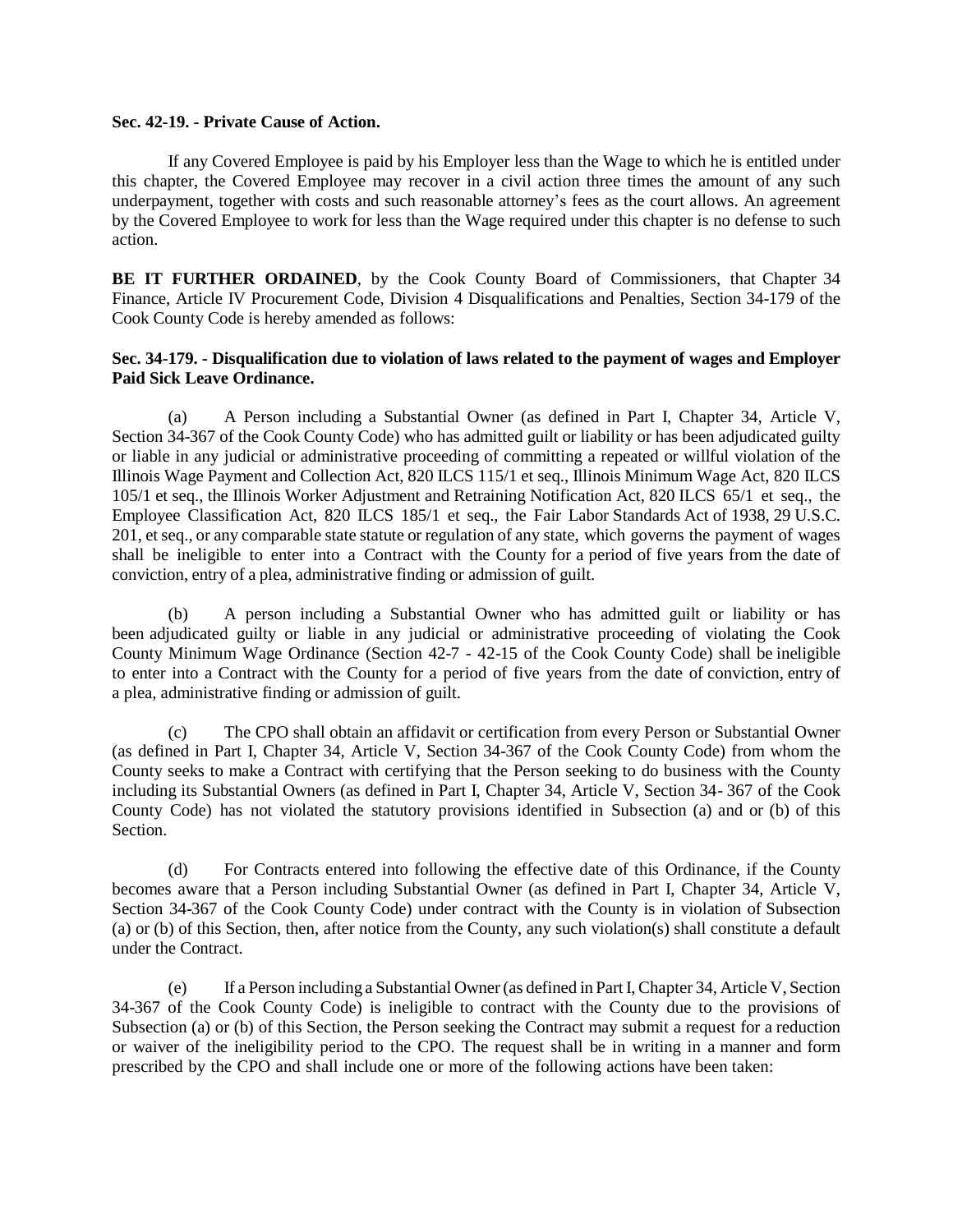**Sec. 42-19. - Private Cause of Action.**

If any Covered Employee is paid by his Employer less than the Wage to which he is entitled under this chapter, the Covered Employee may recover in a civil action three times the amount of any such underpayment, together with costs and such reasonable attorney's fees as the court allows. An agreement by the Covered Employee to work for less than the Wage required under this chapter is no defense to such action.

**BE IT FURTHER ORDAINED**, by the Cook County Board of Commissioners, that Chapter 34 Finance, Article IV Procurement Code, Division 4 Disqualifications and Penalties, Section 34-179 of the Cook County Code is hereby amended as follows:

**Sec. 34-179. - Disqualification due to violation of laws related to the payment of wages and Employer Paid Sick Leave Ordinance.**

(a) A Person including a Substantial Owner (as defined in Part I, Chapter 34, Article V, Section 34-367 of the Cook County Code) who has admitted guilt or liability or has been adjudicated guilty or liable in any judicial or administrative proceeding of committing a repeated or willful violation of the Illinois Wage Payment and Collection Act, 820 ILCS 115/1 et seq., Illinois Minimum Wage Act, 820 ILCS 105/1 et seq., the Illinois Worker Adjustment and Retraining Notification Act, 820 ILCS 65/1 et seq., the Employee Classification Act, 820 ILCS 185/1 et seq., the Fair Labor Standards Act of 1938, 29 U.S.C. 201, et seq., or any comparable state statute or regulation of any state, which governs the payment of wages shall be ineligible to enter into a Contract with the County for a period of five years from the date of conviction, entry of a plea, administrative finding or admission of guilt.

(b) A person including a Substantial Owner who has admitted guilt or liability or has been adjudicated guilty or liable in any judicial or administrative proceeding of violating the Cook County Minimum Wage Ordinance (Section 42-7 - 42-15 of the Cook County Code) shall be ineligible to enter into a Contract with the County for a period of five years from the date of conviction, entry of a plea, administrative finding or admission of guilt.

(c) The CPO shall obtain an affidavit or certification from every Person or Substantial Owner (as defined in Part I, Chapter 34, Article V, Section 34-367 of the Cook County Code) from whom the County seeks to make a Contract with certifying that the Person seeking to do business with the County including its Substantial Owners (as defined in Part I, Chapter 34, Article V, Section 34- 367 of the Cook County Code) has not violated the statutory provisions identified in Subsection (a) and or (b) of this Section.

(d) For Contracts entered into following the effective date of this Ordinance, if the County becomes aware that a Person including Substantial Owner (as defined in Part I, Chapter 34, Article V, Section 34-367 of the Cook County Code) under contract with the County is in violation of Subsection (a) or (b) of this Section, then, after notice from the County, any such violation(s) shall constitute a default under the Contract.

(e) If a Person including a Substantial Owner (as defined in Part I, Chapter 34, Article V, Section 34-367 of the Cook County Code) is ineligible to contract with the County due to the provisions of Subsection (a) or (b) of this Section, the Person seeking the Contract may submit a request for a reduction or waiver of the ineligibility period to the CPO. The request shall be in writing in a manner and form prescribed by the CPO and shall include one or more of the following actions have been taken: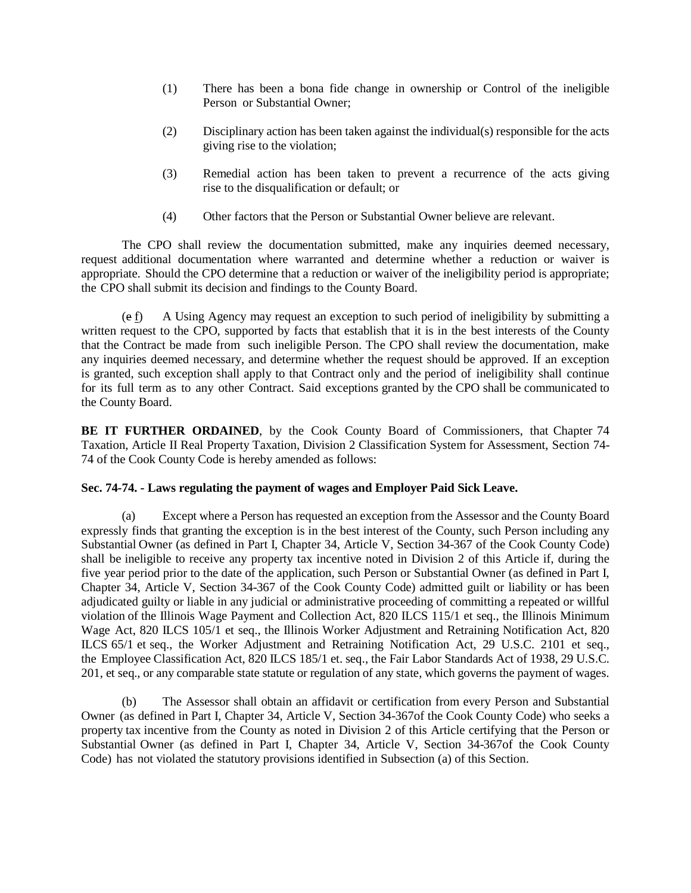(1) There has been a bona fide change in ownership or Control of the ineligible Person or Substantial Owner;

(2) Disciplinary action has been taken against the individual(s) responsible for the acts giving rise to the violation;

(3) Remedial action has been taken to prevent a recurrence of the acts giving rise to the disqualification or default; or

(4) Other factors that the Person or Substantial Owner believe are relevant.

The CPO shall review the documentation submitted, make any inquiries deemed necessary, request additional documentation where warranted and determine whether a reduction or waiver is appropriate. Should the CPO determine that a reduction or waiver of the ineligibility period is appropriate; the CPO shall submit its decision and findings to the County Board.

(~~e~~ f) A Using Agency may request an exception to such period of ineligibility by submitting a written request to the CPO, supported by facts that establish that it is in the best interests of the County that the Contract be made from such ineligible Person. The CPO shall review the documentation, make any inquiries deemed necessary, and determine whether the request should be approved. If an exception is granted, such exception shall apply to that Contract only and the period of ineligibility shall continue for its full term as to any other Contract. Said exceptions granted by the CPO shall be communicated to the County Board.

**BE IT FURTHER ORDAINED**, by the Cook County Board of Commissioners, that Chapter 74 Taxation, Article II Real Property Taxation, Division 2 Classification System for Assessment, Section 74-74 of the Cook County Code is hereby amended as follows:

**Sec. 74-74. - Laws regulating the payment of wages and Employer Paid Sick Leave.**

(a) Except where a Person has requested an exception from the Assessor and the County Board expressly finds that granting the exception is in the best interest of the County, such Person including any Substantial Owner (as defined in Part I, Chapter 34, Article V, Section 34-367 of the Cook County Code) shall be ineligible to receive any property tax incentive noted in Division 2 of this Article if, during the five year period prior to the date of the application, such Person or Substantial Owner (as defined in Part I, Chapter 34, Article V, Section 34-367 of the Cook County Code) admitted guilt or liability or has been adjudicated guilty or liable in any judicial or administrative proceeding of committing a repeated or willful violation of the Illinois Wage Payment and Collection Act, 820 ILCS 115/1 et seq., the Illinois Minimum Wage Act, 820 ILCS 105/1 et seq., the Illinois Worker Adjustment and Retraining Notification Act, 820 ILCS 65/1 et seq., the Worker Adjustment and Retraining Notification Act, 29 U.S.C. 2101 et seq., the Employee Classification Act, 820 ILCS 185/1 et. seq., the Fair Labor Standards Act of 1938, 29 U.S.C. 201, et seq., or any comparable state statute or regulation of any state, which governs the payment of wages.

(b) The Assessor shall obtain an affidavit or certification from every Person and Substantial Owner (as defined in Part I, Chapter 34, Article V, Section 34-367of the Cook County Code) who seeks a property tax incentive from the County as noted in Division 2 of this Article certifying that the Person or Substantial Owner (as defined in Part I, Chapter 34, Article V, Section 34-367of the Cook County Code) has not violated the statutory provisions identified in Subsection (a) of this Section.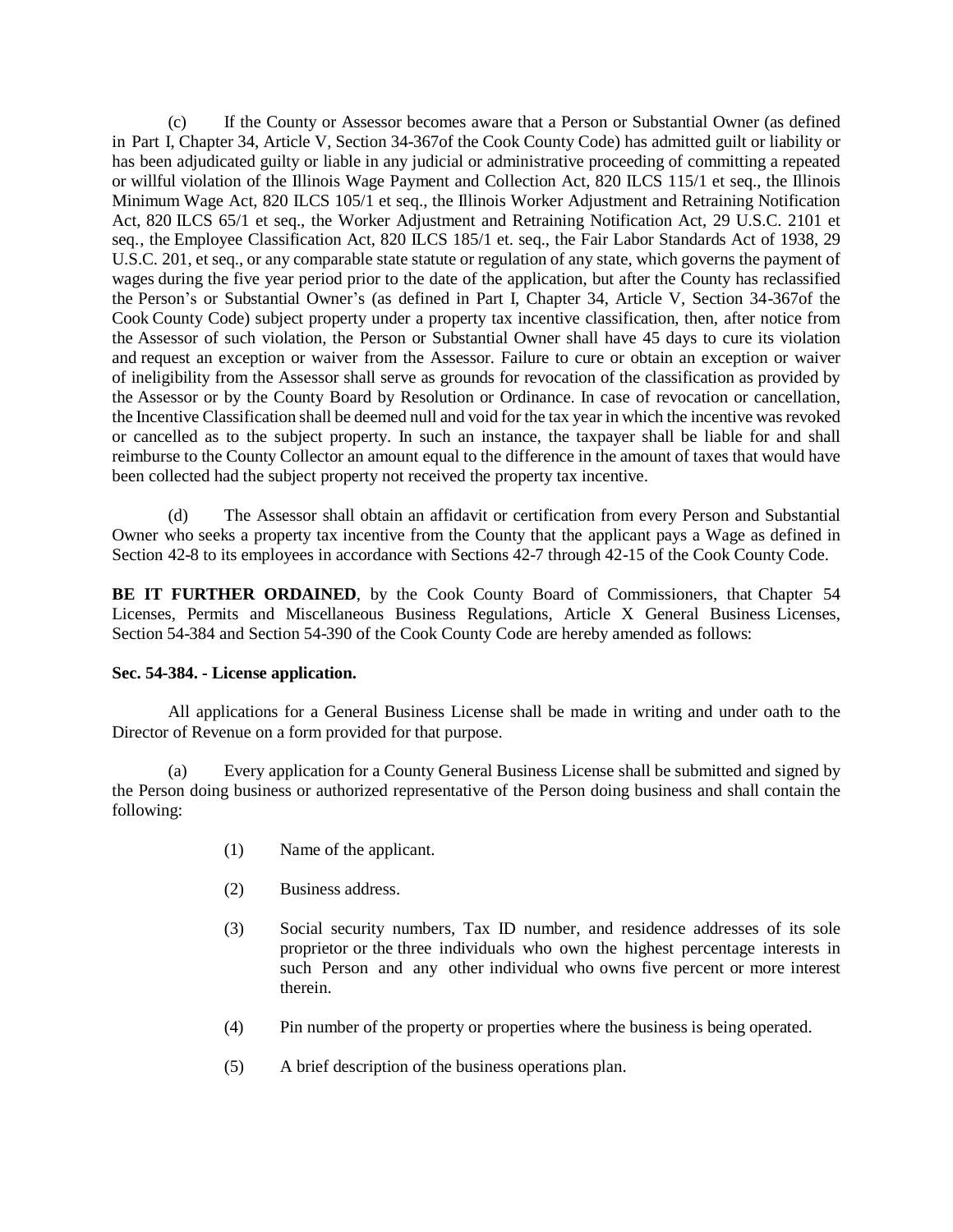(c) If the County or Assessor becomes aware that a Person or Substantial Owner (as defined in Part I, Chapter 34, Article V, Section 34-367of the Cook County Code) has admitted guilt or liability or has been adjudicated guilty or liable in any judicial or administrative proceeding of committing a repeated or willful violation of the Illinois Wage Payment and Collection Act, 820 ILCS 115/1 et seq., the Illinois Minimum Wage Act, 820 ILCS 105/1 et seq., the Illinois Worker Adjustment and Retraining Notification Act, 820 ILCS 65/1 et seq., the Worker Adjustment and Retraining Notification Act, 29 U.S.C. 2101 et seq., the Employee Classification Act, 820 ILCS 185/1 et. seq., the Fair Labor Standards Act of 1938, 29 U.S.C. 201, et seq., or any comparable state statute or regulation of any state, which governs the payment of wages during the five year period prior to the date of the application, but after the County has reclassified the Person's or Substantial Owner's (as defined in Part I, Chapter 34, Article V, Section 34-367of the Cook County Code) subject property under a property tax incentive classification, then, after notice from the Assessor of such violation, the Person or Substantial Owner shall have 45 days to cure its violation and request an exception or waiver from the Assessor. Failure to cure or obtain an exception or waiver of ineligibility from the Assessor shall serve as grounds for revocation of the classification as provided by the Assessor or by the County Board by Resolution or Ordinance. In case of revocation or cancellation, the Incentive Classification shall be deemed null and void for the tax year in which the incentive was revoked or cancelled as to the subject property. In such an instance, the taxpayer shall be liable for and shall reimburse to the County Collector an amount equal to the difference in the amount of taxes that would have been collected had the subject property not received the property tax incentive.

(d) The Assessor shall obtain an affidavit or certification from every Person and Substantial Owner who seeks a property tax incentive from the County that the applicant pays a Wage as defined in Section 42-8 to its employees in accordance with Sections 42-7 through 42-15 of the Cook County Code.

**BE IT FURTHER ORDAINED**, by the Cook County Board of Commissioners, that Chapter 54 Licenses, Permits and Miscellaneous Business Regulations, Article X General Business Licenses, Section 54-384 and Section 54-390 of the Cook County Code are hereby amended as follows:

**Sec. 54-384. - License application.**

All applications for a General Business License shall be made in writing and under oath to the Director of Revenue on a form provided for that purpose.

(a) Every application for a County General Business License shall be submitted and signed by the Person doing business or authorized representative of the Person doing business and shall contain the following:

(1) Name of the applicant.

(2) Business address.

(3) Social security numbers, Tax ID number, and residence addresses of its sole proprietor or the three individuals who own the highest percentage interests in such Person and any other individual who owns five percent or more interest therein.

(4) Pin number of the property or properties where the business is being operated.

(5) A brief description of the business operations plan.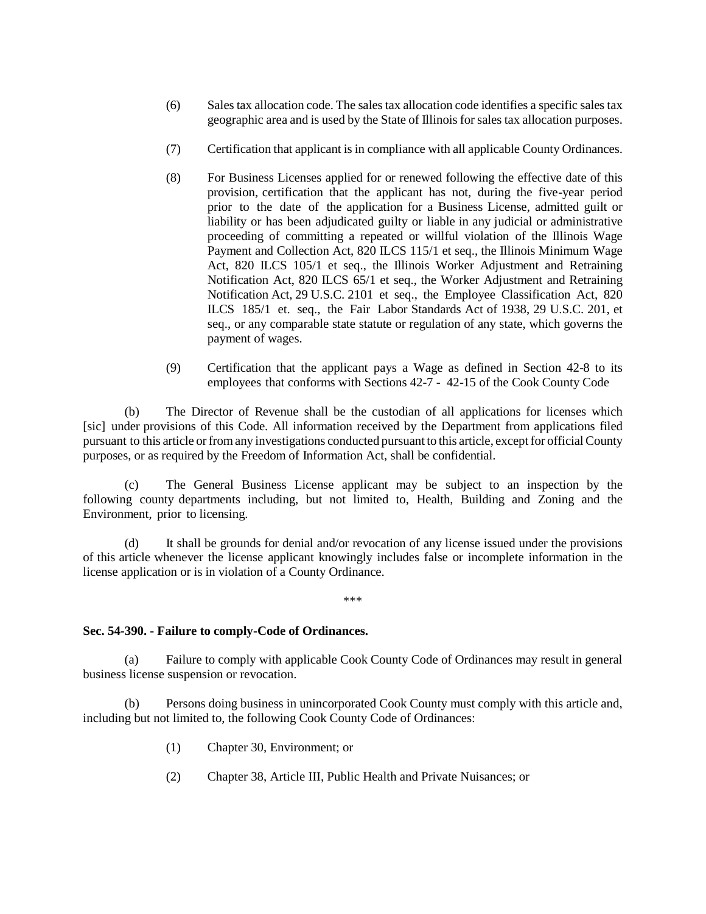(6) Sales tax allocation code. The sales tax allocation code identifies a specific sales tax geographic area and is used by the State of Illinois for sales tax allocation purposes.

(7) Certification that applicant is in compliance with all applicable County Ordinances.

(8) For Business Licenses applied for or renewed following the effective date of this provision, certification that the applicant has not, during the five-year period prior to the date of the application for a Business License, admitted guilt or liability or has been adjudicated guilty or liable in any judicial or administrative proceeding of committing a repeated or willful violation of the Illinois Wage Payment and Collection Act, 820 ILCS 115/1 et seq., the Illinois Minimum Wage Act, 820 ILCS 105/1 et seq., the Illinois Worker Adjustment and Retraining Notification Act, 820 ILCS 65/1 et seq., the Worker Adjustment and Retraining Notification Act, 29 U.S.C. 2101 et seq., the Employee Classification Act, 820 ILCS 185/1 et. seq., the Fair Labor Standards Act of 1938, 29 U.S.C. 201, et seq., or any comparable state statute or regulation of any state, which governs the payment of wages.

(9) Certification that the applicant pays a Wage as defined in Section 42-8 to its employees that conforms with Sections 42-7 - 42-15 of the Cook County Code

(b) The Director of Revenue shall be the custodian of all applications for licenses which [sic] under provisions of this Code. All information received by the Department from applications filed pursuant to this article or from any investigations conducted pursuant to this article, except for official County purposes, or as required by the Freedom of Information Act, shall be confidential.

(c) The General Business License applicant may be subject to an inspection by the following county departments including, but not limited to, Health, Building and Zoning and the Environment, prior to licensing.

(d) It shall be grounds for denial and/or revocation of any license issued under the provisions of this article whenever the license applicant knowingly includes false or incomplete information in the license application or is in violation of a County Ordinance.

\*\*\*

**Sec. 54-390. - Failure to comply-Code of Ordinances.**

(a) Failure to comply with applicable Cook County Code of Ordinances may result in general business license suspension or revocation.

(b) Persons doing business in unincorporated Cook County must comply with this article and, including but not limited to, the following Cook County Code of Ordinances:

(1) Chapter 30, Environment; or

(2) Chapter 38, Article III, Public Health and Private Nuisances; or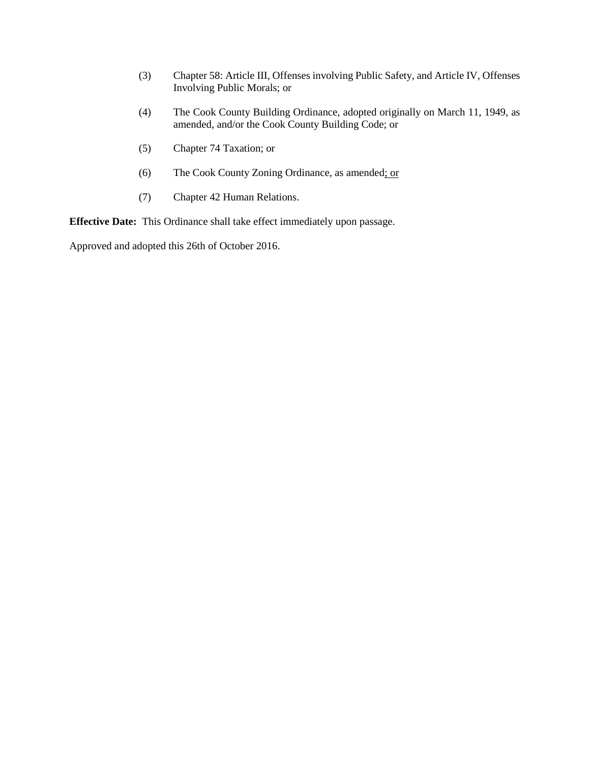(3) Chapter 58: Article III, Offenses involving Public Safety, and Article IV, Offenses Involving Public Morals; or

(4) The Cook County Building Ordinance, adopted originally on March 11, 1949, as amended, and/or the Cook County Building Code; or

(5) Chapter 74 Taxation; or

(6) The Cook County Zoning Ordinance, as amended<u>; or</u>

(7) Chapter 42 Human Relations.

**Effective Date:** This Ordinance shall take effect immediately upon passage.

Approved and adopted this 26th of October 2016.